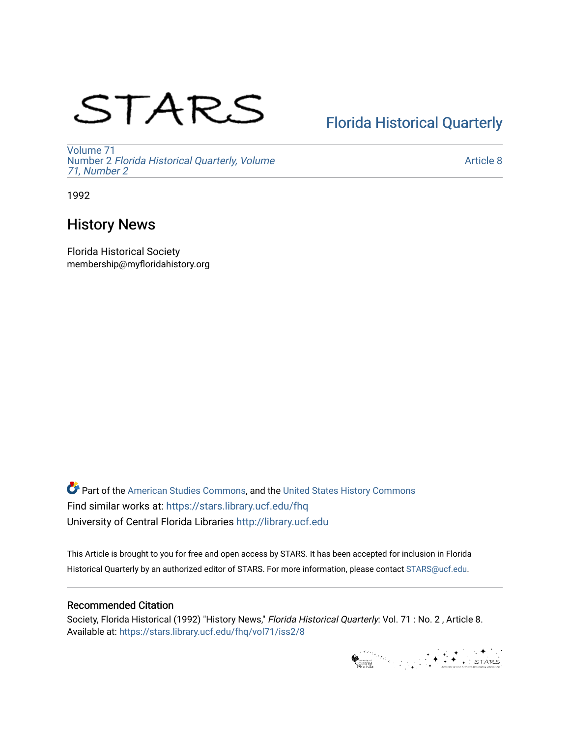STARS

Florida Historical Quarterly

Volume 71
Number 2 *Florida Historical Quarterly, Volume 71, Number 2*

Article 8

1992

## History News

Florida Historical Society
membership@myfloridahistory.org

Part of the American Studies Commons, and the United States History Commons
Find similar works at: https://stars.library.ucf.edu/fhq
University of Central Florida Libraries http://library.ucf.edu

This Article is brought to you for free and open access by STARS. It has been accepted for inclusion in Florida Historical Quarterly by an authorized editor of STARS. For more information, please contact STARS@ucf.edu.

### Recommended Citation

Society, Florida Historical (1992) "History News," *Florida Historical Quarterly*: Vol. 71 : No. 2 , Article 8.
Available at: https://stars.library.ucf.edu/fhq/vol71/iss2/8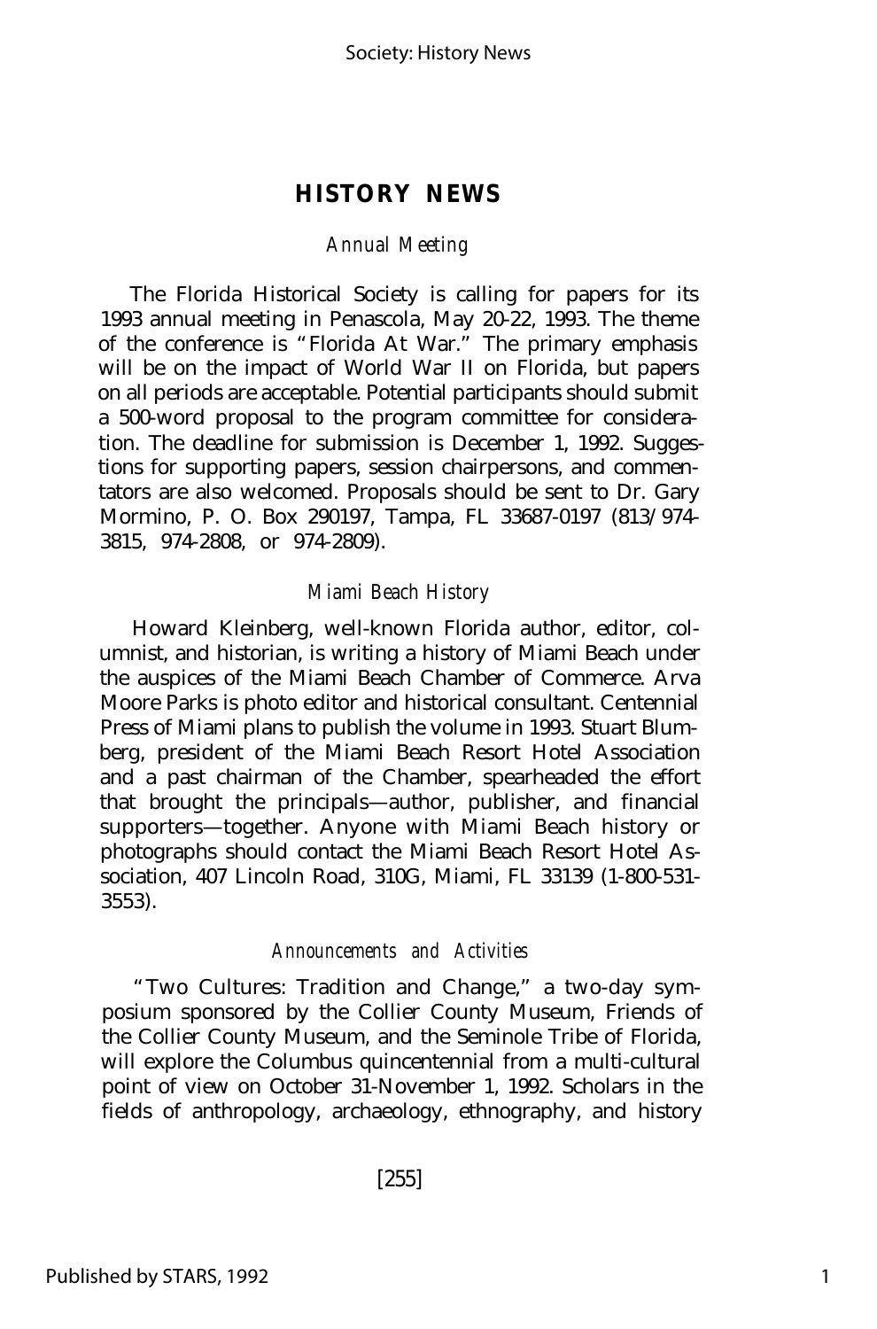## HISTORY NEWS

### *Annual Meeting*

The Florida Historical Society is calling for papers for its 1993 annual meeting in Penascola, May 20-22, 1993. The theme of the conference is "Florida At War." The primary emphasis will be on the impact of World War II on Florida, but papers on all periods are acceptable. Potential participants should submit a 500-word proposal to the program committee for consideration. The deadline for submission is December 1, 1992. Suggestions for supporting papers, session chairpersons, and commentators are also welcomed. Proposals should be sent to Dr. Gary Mormino, P. O. Box 290197, Tampa, FL 33687-0197 (813/974-3815, 974-2808, or 974-2809).

### *Miami Beach History*

Howard Kleinberg, well-known Florida author, editor, columnist, and historian, is writing a history of Miami Beach under the auspices of the Miami Beach Chamber of Commerce. Arva Moore Parks is photo editor and historical consultant. Centennial Press of Miami plans to publish the volume in 1993. Stuart Blumberg, president of the Miami Beach Resort Hotel Association and a past chairman of the Chamber, spearheaded the effort that brought the principals—author, publisher, and financial supporters—together. Anyone with Miami Beach history or photographs should contact the Miami Beach Resort Hotel Association, 407 Lincoln Road, 310G, Miami, FL 33139 (1-800-531-3553).

### *Announcements and Activities*

"Two Cultures: Tradition and Change," a two-day symposium sponsored by the Collier County Museum, Friends of the Collier County Museum, and the Seminole Tribe of Florida, will explore the Columbus quincentennial from a multi-cultural point of view on October 31-November 1, 1992. Scholars in the fields of anthropology, archaeology, ethnography, and history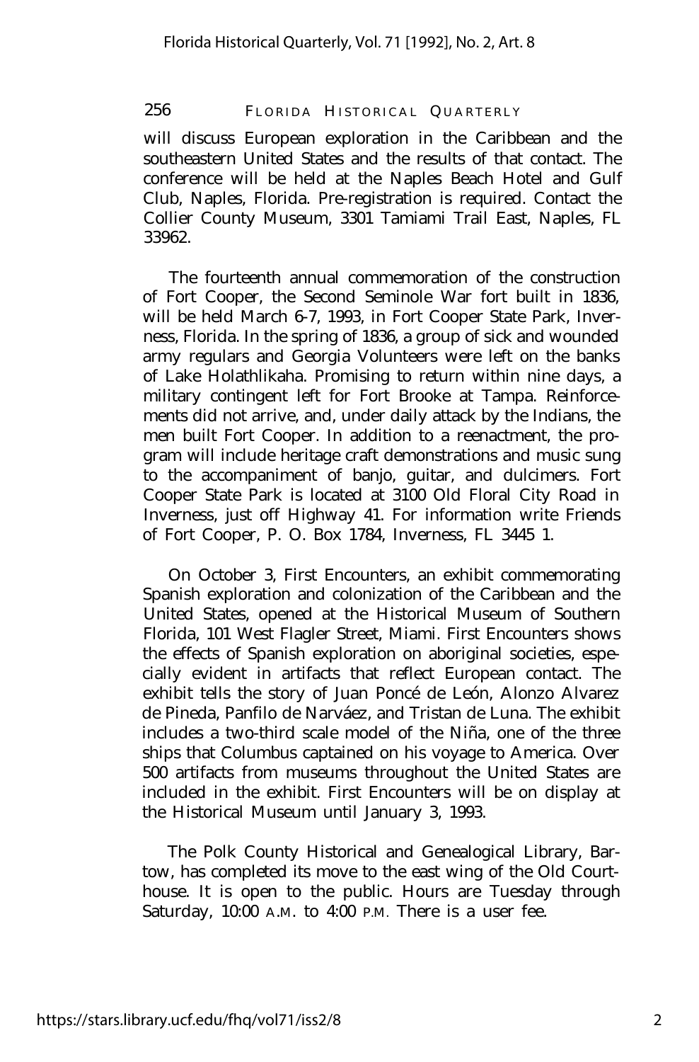will discuss European exploration in the Caribbean and the southeastern United States and the results of that contact. The conference will be held at the Naples Beach Hotel and Gulf Club, Naples, Florida. Pre-registration is required. Contact the Collier County Museum, 3301 Tamiami Trail East, Naples, FL 33962.

The fourteenth annual commemoration of the construction of Fort Cooper, the Second Seminole War fort built in 1836, will be held March 6-7, 1993, in Fort Cooper State Park, Inverness, Florida. In the spring of 1836, a group of sick and wounded army regulars and Georgia Volunteers were left on the banks of Lake Holathlikaha. Promising to return within nine days, a military contingent left for Fort Brooke at Tampa. Reinforcements did not arrive, and, under daily attack by the Indians, the men built Fort Cooper. In addition to a reenactment, the program will include heritage craft demonstrations and music sung to the accompaniment of banjo, guitar, and dulcimers. Fort Cooper State Park is located at 3100 Old Floral City Road in Inverness, just off Highway 41. For information write Friends of Fort Cooper, P. O. Box 1784, Inverness, FL 3445 1.

On October 3, First Encounters, an exhibit commemorating Spanish exploration and colonization of the Caribbean and the United States, opened at the Historical Museum of Southern Florida, 101 West Flagler Street, Miami. First Encounters shows the effects of Spanish exploration on aboriginal societies, especially evident in artifacts that reflect European contact. The exhibit tells the story of Juan Poncé de León, Alonzo Alvarez de Pineda, Panfilo de Narváez, and Tristan de Luna. The exhibit includes a two-third scale model of the Niña, one of the three ships that Columbus captained on his voyage to America. Over 500 artifacts from museums throughout the United States are included in the exhibit. First Encounters will be on display at the Historical Museum until January 3, 1993.

The Polk County Historical and Genealogical Library, Bartow, has completed its move to the east wing of the Old Courthouse. It is open to the public. Hours are Tuesday through Saturday, 10:00 A.M. to 4:00 P.M. There is a user fee.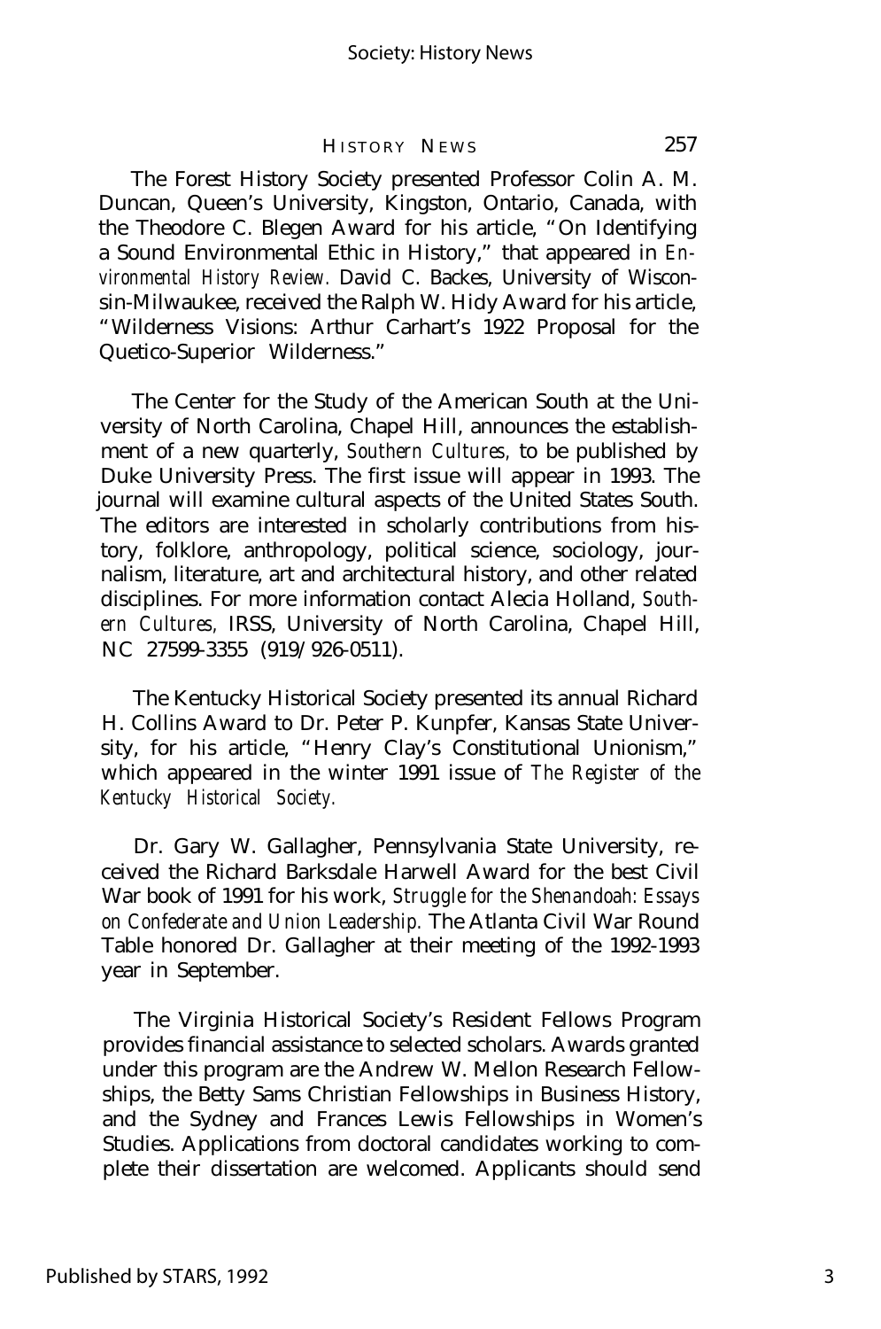The Forest History Society presented Professor Colin A. M. Duncan, Queen's University, Kingston, Ontario, Canada, with the Theodore C. Blegen Award for his article, "On Identifying a Sound Environmental Ethic in History," that appeared in *Environmental History Review.* David C. Backes, University of Wisconsin-Milwaukee, received the Ralph W. Hidy Award for his article, "Wilderness Visions: Arthur Carhart's 1922 Proposal for the Quetico-Superior Wilderness."

The Center for the Study of the American South at the University of North Carolina, Chapel Hill, announces the establishment of a new quarterly, *Southern Cultures,* to be published by Duke University Press. The first issue will appear in 1993. The journal will examine cultural aspects of the United States South. The editors are interested in scholarly contributions from history, folklore, anthropology, political science, sociology, journalism, literature, art and architectural history, and other related disciplines. For more information contact Alecia Holland, *Southern Cultures,* IRSS, University of North Carolina, Chapel Hill, NC 27599-3355 (919/926-0511).

The Kentucky Historical Society presented its annual Richard H. Collins Award to Dr. Peter P. Kunpfer, Kansas State University, for his article, "Henry Clay's Constitutional Unionism," which appeared in the winter 1991 issue of *The Register of the Kentucky Historical Society.*

Dr. Gary W. Gallagher, Pennsylvania State University, received the Richard Barksdale Harwell Award for the best Civil War book of 1991 for his work, *Struggle for the Shenandoah: Essays on Confederate and Union Leadership.* The Atlanta Civil War Round Table honored Dr. Gallagher at their meeting of the 1992-1993 year in September.

The Virginia Historical Society's Resident Fellows Program provides financial assistance to selected scholars. Awards granted under this program are the Andrew W. Mellon Research Fellowships, the Betty Sams Christian Fellowships in Business History, and the Sydney and Frances Lewis Fellowships in Women's Studies. Applications from doctoral candidates working to complete their dissertation are welcomed. Applicants should send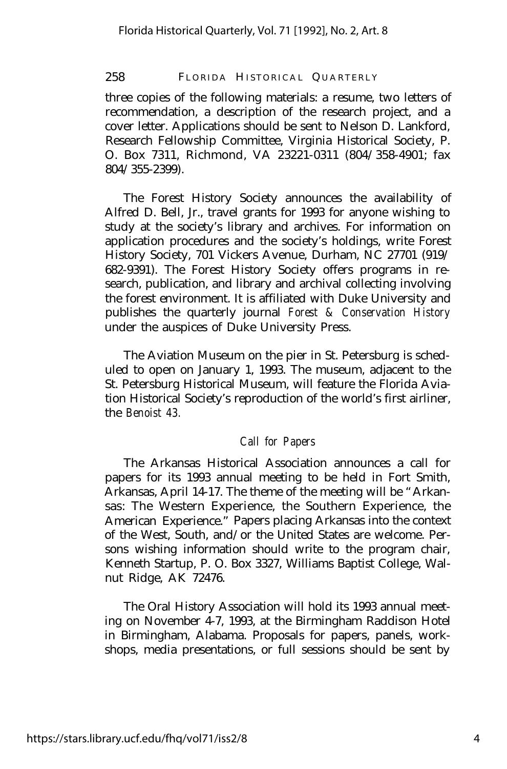three copies of the following materials: a resume, two letters of recommendation, a description of the research project, and a cover letter. Applications should be sent to Nelson D. Lankford, Research Fellowship Committee, Virginia Historical Society, P. O. Box 7311, Richmond, VA 23221-0311 (804/358-4901; fax 804/355-2399).

The Forest History Society announces the availability of Alfred D. Bell, Jr., travel grants for 1993 for anyone wishing to study at the society's library and archives. For information on application procedures and the society's holdings, write Forest History Society, 701 Vickers Avenue, Durham, NC 27701 (919/682-9391). The Forest History Society offers programs in research, publication, and library and archival collecting involving the forest environment. It is affiliated with Duke University and publishes the quarterly journal *Forest & Conservation History* under the auspices of Duke University Press.

The Aviation Museum on the pier in St. Petersburg is scheduled to open on January 1, 1993. The museum, adjacent to the St. Petersburg Historical Museum, will feature the Florida Aviation Historical Society's reproduction of the world's first airliner, the *Benoist 43*.

### *Call for Papers*

The Arkansas Historical Association announces a call for papers for its 1993 annual meeting to be held in Fort Smith, Arkansas, April 14-17. The theme of the meeting will be "Arkansas: The Western Experience, the Southern Experience, the American Experience." Papers placing Arkansas into the context of the West, South, and/or the United States are welcome. Persons wishing information should write to the program chair, Kenneth Startup, P. O. Box 3327, Williams Baptist College, Walnut Ridge, AK 72476.

The Oral History Association will hold its 1993 annual meeting on November 4-7, 1993, at the Birmingham Raddison Hotel in Birmingham, Alabama. Proposals for papers, panels, workshops, media presentations, or full sessions should be sent by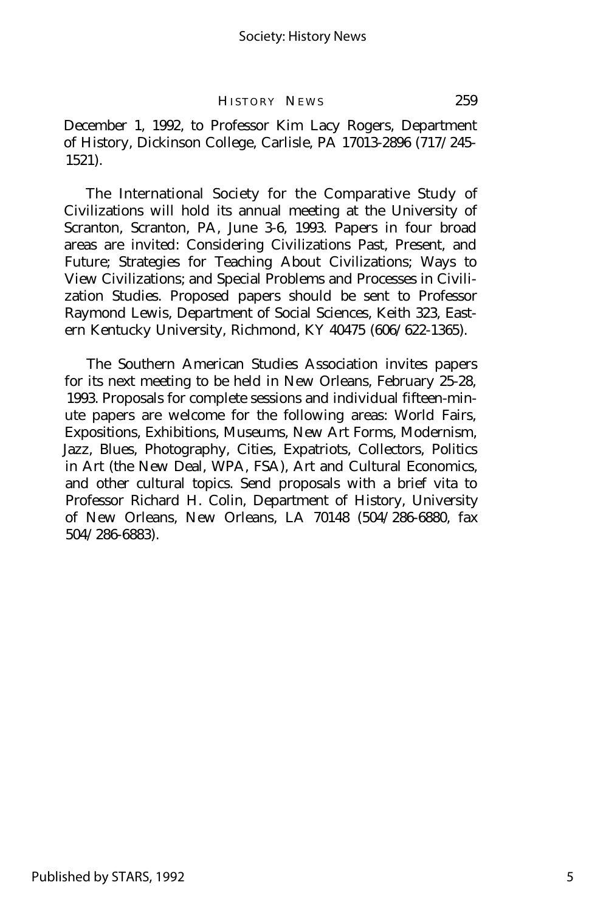December 1, 1992, to Professor Kim Lacy Rogers, Department of History, Dickinson College, Carlisle, PA 17013-2896 (717/245-1521).

The International Society for the Comparative Study of Civilizations will hold its annual meeting at the University of Scranton, Scranton, PA, June 3-6, 1993. Papers in four broad areas are invited: Considering Civilizations Past, Present, and Future; Strategies for Teaching About Civilizations; Ways to View Civilizations; and Special Problems and Processes in Civilization Studies. Proposed papers should be sent to Professor Raymond Lewis, Department of Social Sciences, Keith 323, Eastern Kentucky University, Richmond, KY 40475 (606/622-1365).

The Southern American Studies Association invites papers for its next meeting to be held in New Orleans, February 25-28, 1993. Proposals for complete sessions and individual fifteen-minute papers are welcome for the following areas: World Fairs, Expositions, Exhibitions, Museums, New Art Forms, Modernism, Jazz, Blues, Photography, Cities, Expatriots, Collectors, Politics in Art (the New Deal, WPA, FSA), Art and Cultural Economics, and other cultural topics. Send proposals with a brief vita to Professor Richard H. Colin, Department of History, University of New Orleans, New Orleans, LA 70148 (504/286-6880, fax 504/286-6883).